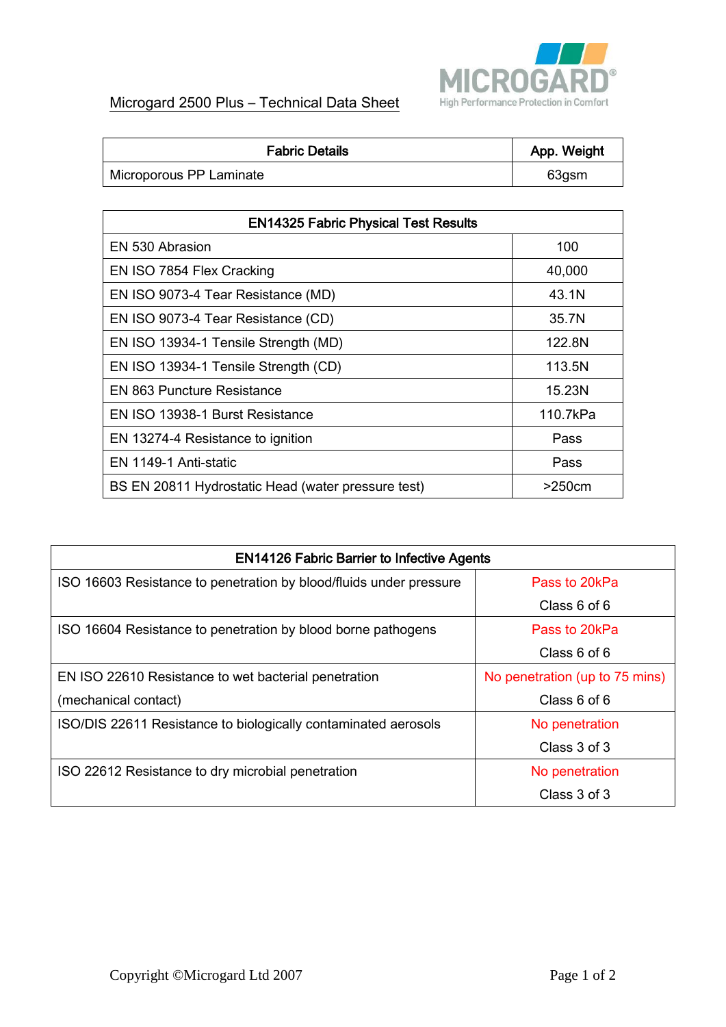# Microgard 2500 Plus – Technical Data Sheet

MICROGARD®
High Performance Protection in Comfort

| Fabric Details | App. Weight |
|---|---|
| Microporous PP Laminate | 63gsm |

| EN14325 Fabric Physical Test Results | |
|---|---|
| EN 530 Abrasion | 100 |
| EN ISO 7854 Flex Cracking | 40,000 |
| EN ISO 9073-4 Tear Resistance (MD) | 43.1N |
| EN ISO 9073-4 Tear Resistance (CD) | 35.7N |
| EN ISO 13934-1 Tensile Strength (MD) | 122.8N |
| EN ISO 13934-1 Tensile Strength (CD) | 113.5N |
| EN 863 Puncture Resistance | 15.23N |
| EN ISO 13938-1 Burst Resistance | 110.7kPa |
| EN 13274-4 Resistance to ignition | Pass |
| EN 1149-1 Anti-static | Pass |
| BS EN 20811 Hydrostatic Head (water pressure test) | >250cm |

| EN14126 Fabric Barrier to Infective Agents | |
|---|---|
| ISO 16603 Resistance to penetration by blood/fluids under pressure | Pass to 20kPa<br>Class 6 of 6 |
| ISO 16604 Resistance to penetration by blood borne pathogens | Pass to 20kPa<br>Class 6 of 6 |
| EN ISO 22610 Resistance to wet bacterial penetration (mechanical contact) | No penetration (up to 75 mins)<br>Class 6 of 6 |
| ISO/DIS 22611 Resistance to biologically contaminated aerosols | No penetration<br>Class 3 of 3 |
| ISO 22612 Resistance to dry microbial penetration | No penetration<br>Class 3 of 3 |

Copyright ©Microgard Ltd 2007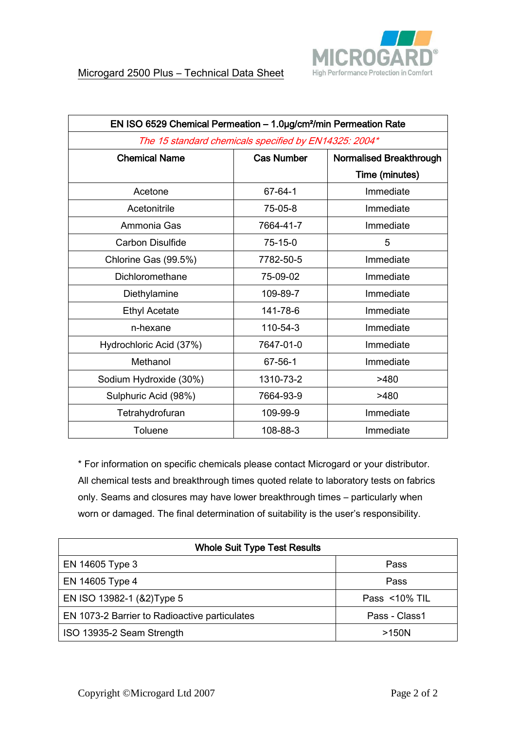Microgard 2500 Plus – Technical Data Sheet

| EN ISO 6529 Chemical Permeation – 1.0µg/cm²/min Permeation Rate | | |
|---|---|---|
| *The 15 standard chemicals specified by EN14325: 2004** | | |
| **Chemical Name** | **Cas Number** | **Normalised Breakthrough Time (minutes)** |
| Acetone | 67-64-1 | Immediate |
| Acetonitrile | 75-05-8 | Immediate |
| Ammonia Gas | 7664-41-7 | Immediate |
| Carbon Disulfide | 75-15-0 | 5 |
| Chlorine Gas (99.5%) | 7782-50-5 | Immediate |
| Dichloromethane | 75-09-02 | Immediate |
| Diethylamine | 109-89-7 | Immediate |
| Ethyl Acetate | 141-78-6 | Immediate |
| n-hexane | 110-54-3 | Immediate |
| Hydrochloric Acid (37%) | 7647-01-0 | Immediate |
| Methanol | 67-56-1 | Immediate |
| Sodium Hydroxide (30%) | 1310-73-2 | >480 |
| Sulphuric Acid (98%) | 7664-93-9 | >480 |
| Tetrahydrofuran | 109-99-9 | Immediate |
| Toluene | 108-88-3 | Immediate |

* For information on specific chemicals please contact Microgard or your distributor. All chemical tests and breakthrough times quoted relate to laboratory tests on fabrics only. Seams and closures may have lower breakthrough times – particularly when worn or damaged. The final determination of suitability is the user's responsibility.

| Whole Suit Type Test Results | |
|---|---|
| EN 14605 Type 3 | Pass |
| EN 14605 Type 4 | Pass |
| EN ISO 13982-1 (&2)Type 5 | Pass <10% TIL |
| EN 1073-2 Barrier to Radioactive particulates | Pass - Class1 |
| ISO 13935-2 Seam Strength | >150N |

Copyright ©Microgard Ltd 2007